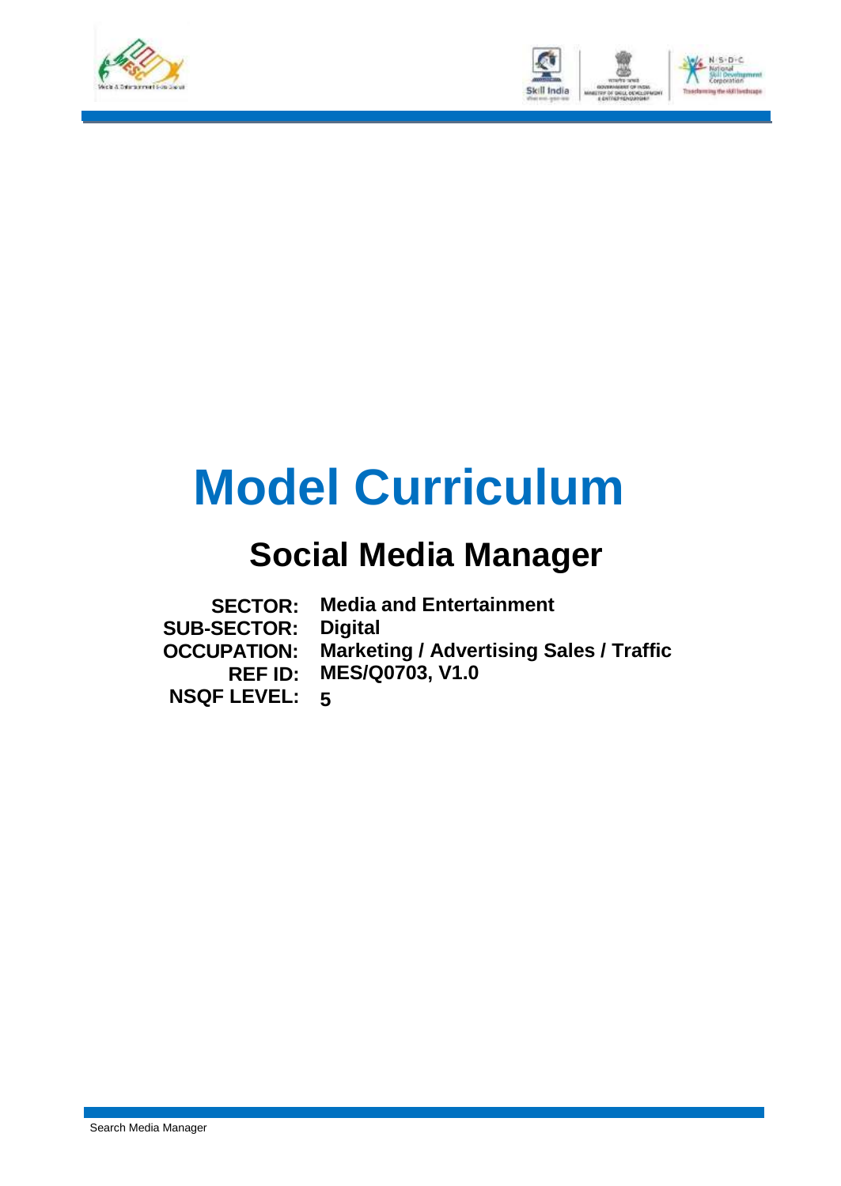# Model Curriculum

## Social Media Manager

**SECTOR:** Media and Entertainment
**SUB-SECTOR:** Digital
**OCCUPATION:** Marketing / Advertising Sales / Traffic
**REF ID:** MES/Q0703, V1.0
**NSQF LEVEL:** 5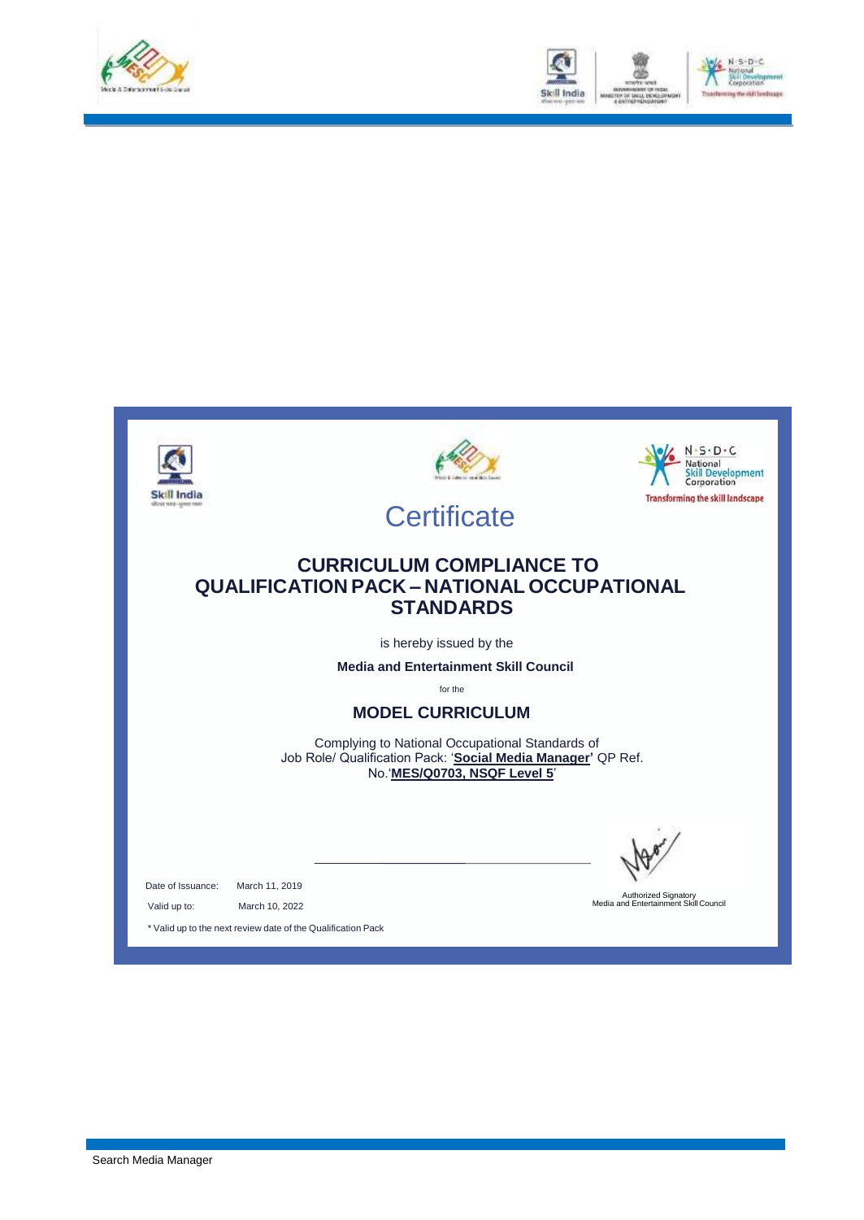# Certificate

## CURRICULUM COMPLIANCE TO QUALIFICATION PACK – NATIONAL OCCUPATIONAL STANDARDS

is hereby issued by the

**Media and Entertainment Skill Council**

for the

## MODEL CURRICULUM

Complying to National Occupational Standards of Job Role/ Qualification Pack: '**Social Media Manager**' QP Ref. No.'**MES/Q0703, NSQF Level 5**'

Date of Issuance: March 11, 2019

Valid up to: March 10, 2022

\* Valid up to the next review date of the Qualification Pack

Authorized Signatory
Media and Entertainment Skill Council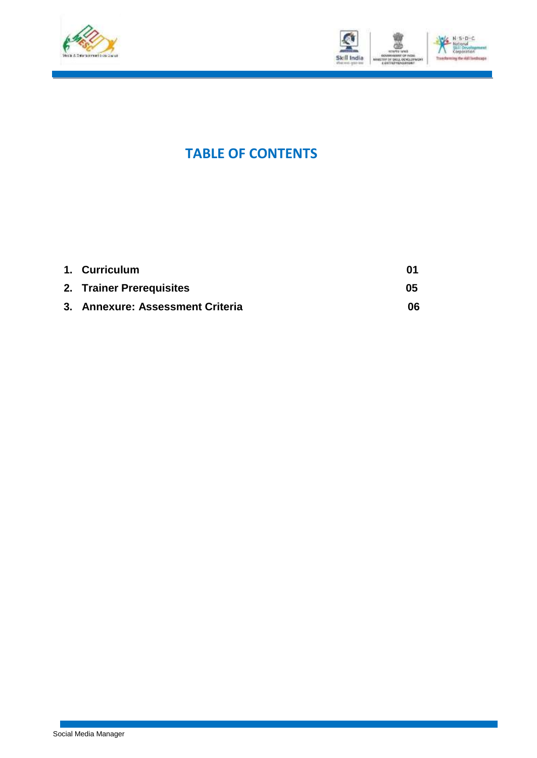# TABLE OF CONTENTS

| | | |
|---|---|---|
| 1. | **Curriculum** | **01** |
| 2. | **Trainer Prerequisites** | **05** |
| 3. | **Annexure: Assessment Criteria** | **06** |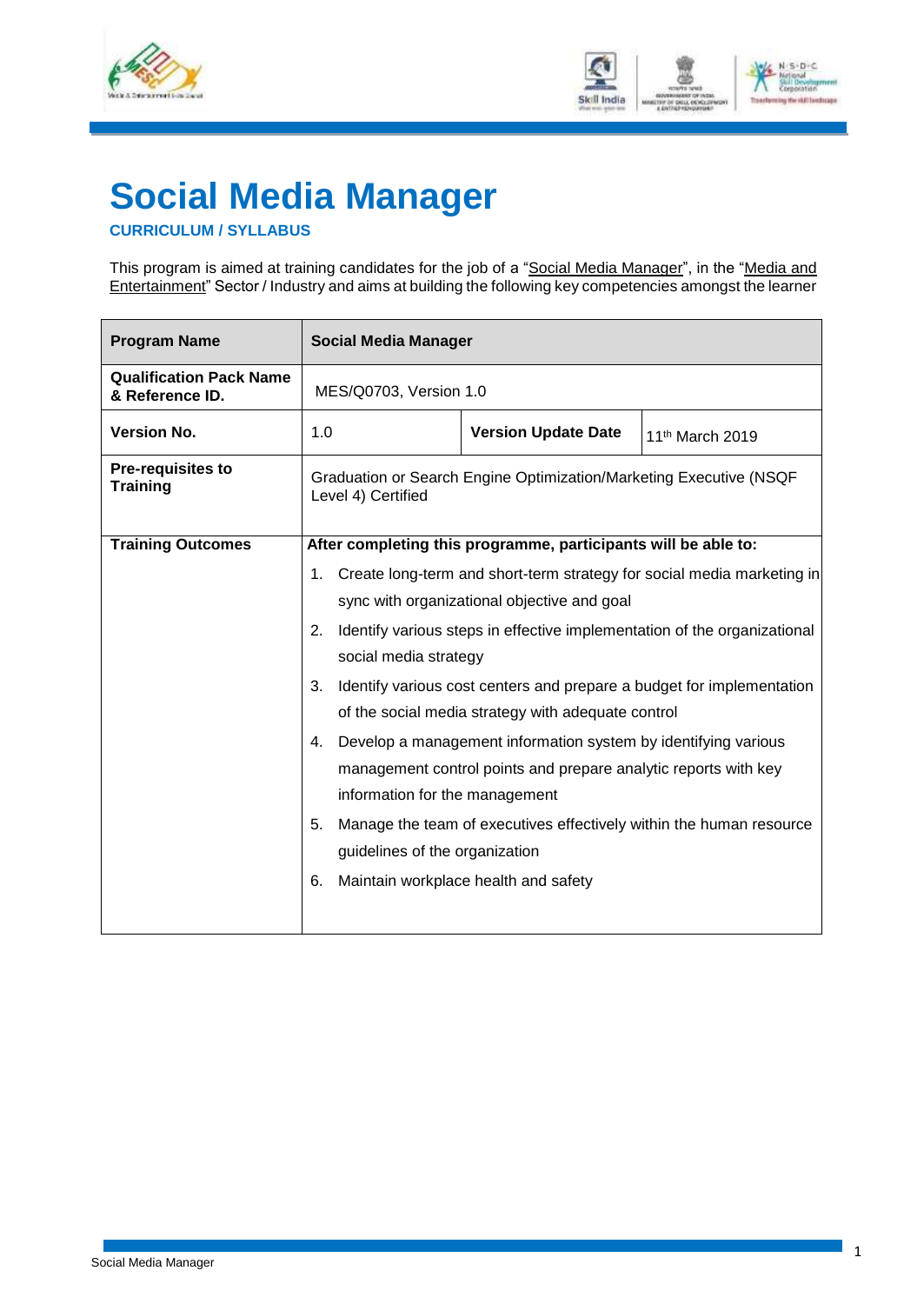# Social Media Manager

**CURRICULUM / SYLLABUS**

This program is aimed at training candidates for the job of a "Social Media Manager", in the "Media and Entertainment" Sector / Industry and aims at building the following key competencies amongst the learner

| **Program Name** | **Social Media Manager** | | |
|---|---|---|---|
| **Qualification Pack Name & Reference ID.** | MES/Q0703, Version 1.0 | | |
| **Version No.** | 1.0 | **Version Update Date** | 11th March 2019 |
| **Pre-requisites to Training** | Graduation or Search Engine Optimization/Marketing Executive (NSQF Level 4) Certified | | |
| **Training Outcomes** | **After completing this programme, participants will be able to:**<br>1. Create long-term and short-term strategy for social media marketing in sync with organizational objective and goal<br>2. Identify various steps in effective implementation of the organizational social media strategy<br>3. Identify various cost centers and prepare a budget for implementation of the social media strategy with adequate control<br>4. Develop a management information system by identifying various management control points and prepare analytic reports with key information for the management<br>5. Manage the team of executives effectively within the human resource guidelines of the organization<br>6. Maintain workplace health and safety | | |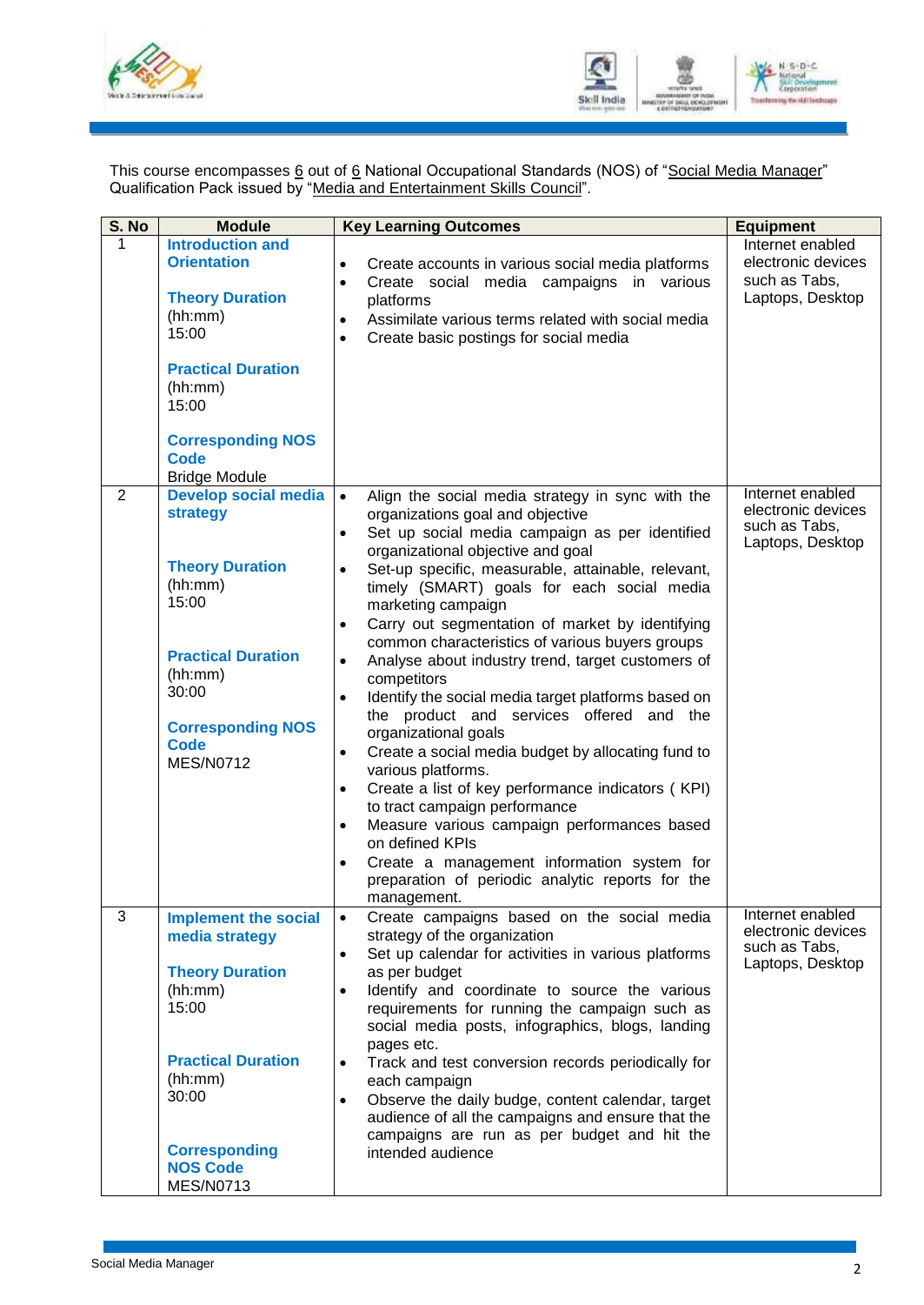This course encompasses 6 out of 6 National Occupational Standards (NOS) of "Social Media Manager" Qualification Pack issued by "Media and Entertainment Skills Council".

| S. No | Module | Key Learning Outcomes | Equipment |
|---|---|---|---|
| 1 | **Introduction and Orientation**<br><br>**Theory Duration** (hh:mm)<br>15:00<br><br>**Practical Duration** (hh:mm)<br>15:00<br><br>**Corresponding NOS Code**<br>Bridge Module | • Create accounts in various social media platforms<br>• Create social media campaigns in various platforms<br>• Assimilate various terms related with social media<br>• Create basic postings for social media | Internet enabled electronic devices such as Tabs, Laptops, Desktop |
| 2 | **Develop social media strategy**<br><br>**Theory Duration** (hh:mm)<br>15:00<br><br>**Practical Duration** (hh:mm)<br>30:00<br><br>**Corresponding NOS Code**<br>MES/N0712 | • Align the social media strategy in sync with the organizations goal and objective<br>• Set up social media campaign as per identified organizational objective and goal<br>• Set-up specific, measurable, attainable, relevant, timely (SMART) goals for each social media marketing campaign<br>• Carry out segmentation of market by identifying common characteristics of various buyers groups<br>• Analyse about industry trend, target customers of competitors<br>• Identify the social media target platforms based on the product and services offered and the organizational goals<br>• Create a social media budget by allocating fund to various platforms.<br>• Create a list of key performance indicators ( KPI) to tract campaign performance<br>• Measure various campaign performances based on defined KPIs<br>• Create a management information system for preparation of periodic analytic reports for the management. | Internet enabled electronic devices such as Tabs, Laptops, Desktop |
| 3 | **Implement the social media strategy**<br><br>**Theory Duration** (hh:mm)<br>15:00<br><br>**Practical Duration** (hh:mm)<br>30:00<br><br>**Corresponding NOS Code**<br>MES/N0713 | • Create campaigns based on the social media strategy of the organization<br>• Set up calendar for activities in various platforms as per budget<br>• Identify and coordinate to source the various requirements for running the campaign such as social media posts, infographics, blogs, landing pages etc.<br>• Track and test conversion records periodically for each campaign<br>• Observe the daily budge, content calendar, target audience of all the campaigns and ensure that the campaigns are run as per budget and hit the intended audience | Internet enabled electronic devices such as Tabs, Laptops, Desktop |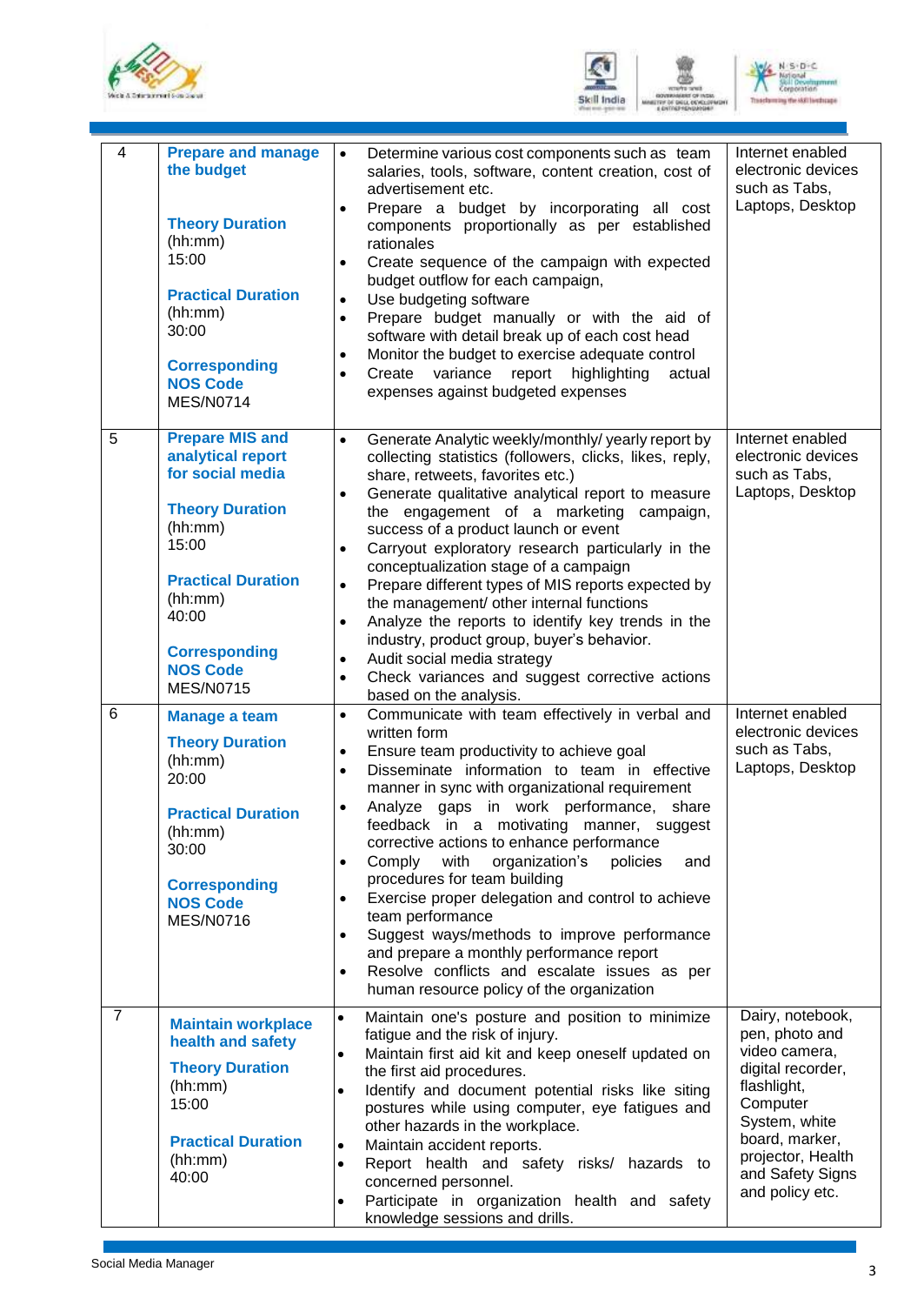| 4 | **Prepare and manage the budget**<br><br>**Theory Duration** (hh:mm) 15:00<br><br>**Practical Duration** (hh:mm) 30:00<br><br>**Corresponding NOS Code** MES/N0714 | • Determine various cost components such as team salaries, tools, software, content creation, cost of advertisement etc.<br>• Prepare a budget by incorporating all cost components proportionally as per established rationales<br>• Create sequence of the campaign with expected budget outflow for each campaign,<br>• Use budgeting software<br>• Prepare budget manually or with the aid of software with detail break up of each cost head<br>• Monitor the budget to exercise adequate control<br>• Create variance report highlighting actual expenses against budgeted expenses | Internet enabled electronic devices such as Tabs, Laptops, Desktop |
|---|---|---|---|
| 5 | **Prepare MIS and analytical report for social media**<br><br>**Theory Duration** (hh:mm) 15:00<br><br>**Practical Duration** (hh:mm) 40:00<br><br>**Corresponding NOS Code** MES/N0715 | • Generate Analytic weekly/monthly/ yearly report by collecting statistics (followers, clicks, likes, reply, share, retweets, favorites etc.)<br>• Generate qualitative analytical report to measure the engagement of a marketing campaign, success of a product launch or event<br>• Carryout exploratory research particularly in the conceptualization stage of a campaign<br>• Prepare different types of MIS reports expected by the management/ other internal functions<br>• Analyze the reports to identify key trends in the industry, product group, buyer's behavior.<br>• Audit social media strategy<br>• Check variances and suggest corrective actions based on the analysis. | Internet enabled electronic devices such as Tabs, Laptops, Desktop |
| 6 | **Manage a team**<br><br>**Theory Duration** (hh:mm) 20:00<br><br>**Practical Duration** (hh:mm) 30:00<br><br>**Corresponding NOS Code** MES/N0716 | • Communicate with team effectively in verbal and written form<br>• Ensure team productivity to achieve goal<br>• Disseminate information to team in effective manner in sync with organizational requirement<br>• Analyze gaps in work performance, share feedback in a motivating manner, suggest corrective actions to enhance performance<br>• Comply with organization's policies and procedures for team building<br>• Exercise proper delegation and control to achieve team performance<br>• Suggest ways/methods to improve performance and prepare a monthly performance report<br>• Resolve conflicts and escalate issues as per human resource policy of the organization | Internet enabled electronic devices such as Tabs, Laptops, Desktop |
| 7 | **Maintain workplace health and safety**<br><br>**Theory Duration** (hh:mm) 15:00<br><br>**Practical Duration** (hh:mm) 40:00 | • Maintain one's posture and position to minimize fatigue and the risk of injury.<br>• Maintain first aid kit and keep oneself updated on the first aid procedures.<br>• Identify and document potential risks like siting postures while using computer, eye fatigues and other hazards in the workplace.<br>• Maintain accident reports.<br>• Report health and safety risks/ hazards to concerned personnel.<br>• Participate in organization health and safety knowledge sessions and drills. | Dairy, notebook, pen, photo and video camera, digital recorder, flashlight, Computer System, white board, marker, projector, Health and Safety Signs and policy etc. |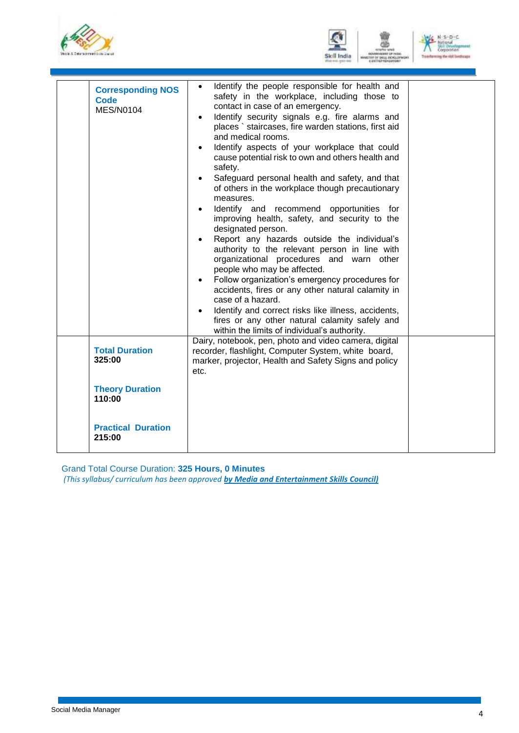| | | | |
|---|---|---|---|
| | **Corresponding NOS Code** MES/N0104 | • Identify the people responsible for health and safety in the workplace, including those to contact in case of an emergency.<br>• Identify security signals e.g. fire alarms and places ` staircases, fire warden stations, first aid and medical rooms.<br>• Identify aspects of your workplace that could cause potential risk to own and others health and safety.<br>• Safeguard personal health and safety, and that of others in the workplace though precautionary measures.<br>• Identify and recommend opportunities for improving health, safety, and security to the designated person.<br>• Report any hazards outside the individual's authority to the relevant person in line with organizational procedures and warn other people who may be affected.<br>• Follow organization's emergency procedures for accidents, fires or any other natural calamity in case of a hazard.<br>• Identify and correct risks like illness, accidents, fires or any other natural calamity safely and within the limits of individual's authority. | |
| | **Total Duration** **325:00**<br><br>**Theory Duration** **110:00**<br><br>**Practical Duration** **215:00** | Dairy, notebook, pen, photo and video camera, digital recorder, flashlight, Computer System, white board, marker, projector, Health and Safety Signs and policy etc. | |

Grand Total Course Duration: **325 Hours, 0 Minutes**

*(This syllabus/ curriculum has been approved* ***by Media and Entertainment Skills Council)***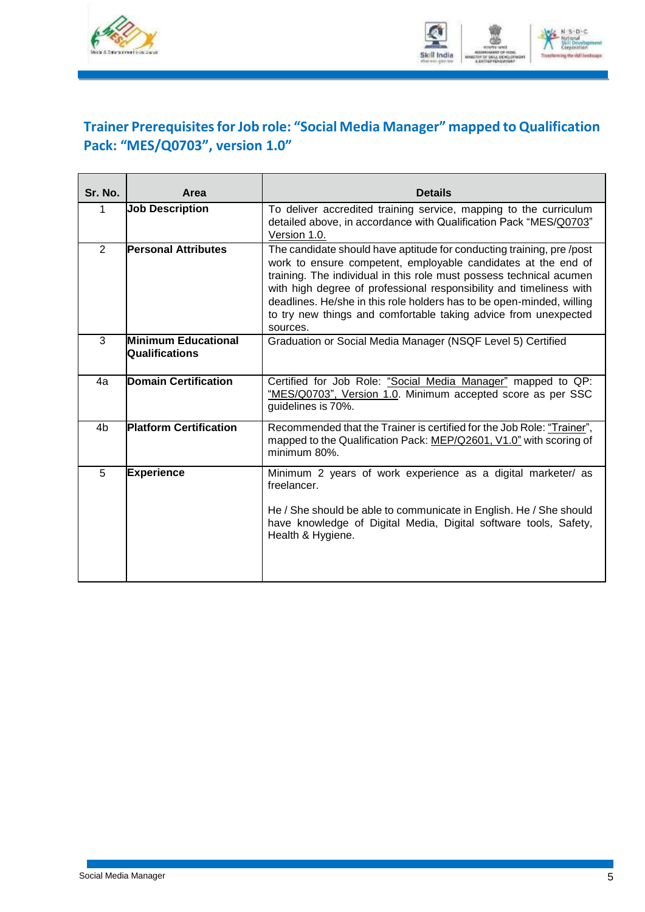## Trainer Prerequisites for Job role: "Social Media Manager" mapped to Qualification Pack: "MES/Q0703", version 1.0"

| Sr. No. | Area | Details |
|---|---|---|
| 1 | **Job Description** | To deliver accredited training service, mapping to the curriculum detailed above, in accordance with Qualification Pack "MES/Q0703" Version 1.0. |
| 2 | **Personal Attributes** | The candidate should have aptitude for conducting training, pre /post work to ensure competent, employable candidates at the end of training. The individual in this role must possess technical acumen with high degree of professional responsibility and timeliness with deadlines. He/she in this role holders has to be open-minded, willing to try new things and comfortable taking advice from unexpected sources. |
| 3 | **Minimum Educational Qualifications** | Graduation or Social Media Manager (NSQF Level 5) Certified |
| 4a | **Domain Certification** | Certified for Job Role: "Social Media Manager" mapped to QP: "MES/Q0703", Version 1.0. Minimum accepted score as per SSC guidelines is 70%. |
| 4b | **Platform Certification** | Recommended that the Trainer is certified for the Job Role: "Trainer", mapped to the Qualification Pack: MEP/Q2601, V1.0" with scoring of minimum 80%. |
| 5 | **Experience** | Minimum 2 years of work experience as a digital marketer/ as freelancer.<br><br>He / She should be able to communicate in English. He / She should have knowledge of Digital Media, Digital software tools, Safety, Health & Hygiene. |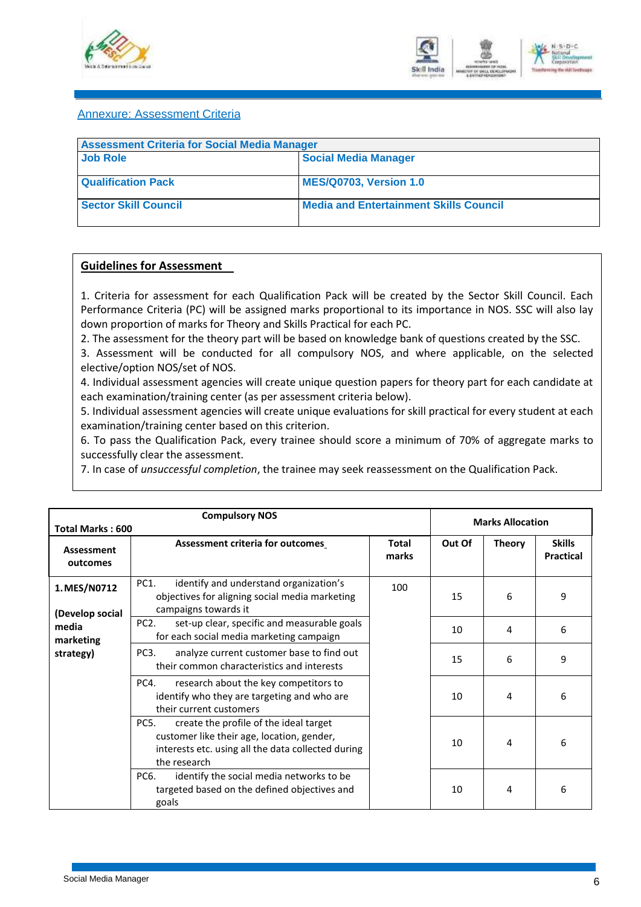## Annexure: Assessment Criteria

| Assessment Criteria for Social Media Manager | |
|---|---|
| **Job Role** | **Social Media Manager** |
| **Qualification Pack** | **MES/Q0703, Version 1.0** |
| **Sector Skill Council** | **Media and Entertainment Skills Council** |

### Guidelines for Assessment

1. Criteria for assessment for each Qualification Pack will be created by the Sector Skill Council. Each Performance Criteria (PC) will be assigned marks proportional to its importance in NOS. SSC will also lay down proportion of marks for Theory and Skills Practical for each PC.
2. The assessment for the theory part will be based on knowledge bank of questions created by the SSC.
3. Assessment will be conducted for all compulsory NOS, and where applicable, on the selected elective/option NOS/set of NOS.
4. Individual assessment agencies will create unique question papers for theory part for each candidate at each examination/training center (as per assessment criteria below).
5. Individual assessment agencies will create unique evaluations for skill practical for every student at each examination/training center based on this criterion.
6. To pass the Qualification Pack, every trainee should score a minimum of 70% of aggregate marks to successfully clear the assessment.
7. In case of *unsuccessful completion*, the trainee may seek reassessment on the Qualification Pack.

| Total Marks : 600 | Compulsory NOS | | Marks Allocation | | |
|---|---|---|---|---|---|
| **Assessment outcomes** | **Assessment criteria for outcomes** | **Total marks** | **Out Of** | **Theory** | **Skills Practical** |
| **1. MES/N0712 (Develop social media marketing strategy)** | PC1. identify and understand organization's objectives for aligning social media marketing campaigns towards it | 100 | 15 | 6 | 9 |
| | PC2. set-up clear, specific and measurable goals for each social media marketing campaign | | 10 | 4 | 6 |
| | PC3. analyze current customer base to find out their common characteristics and interests | | 15 | 6 | 9 |
| | PC4. research about the key competitors to identify who they are targeting and who are their current customers | | 10 | 4 | 6 |
| | PC5. create the profile of the ideal target customer like their age, location, gender, interests etc. using all the data collected during the research | | 10 | 4 | 6 |
| | PC6. identify the social media networks to be targeted based on the defined objectives and goals | | 10 | 4 | 6 |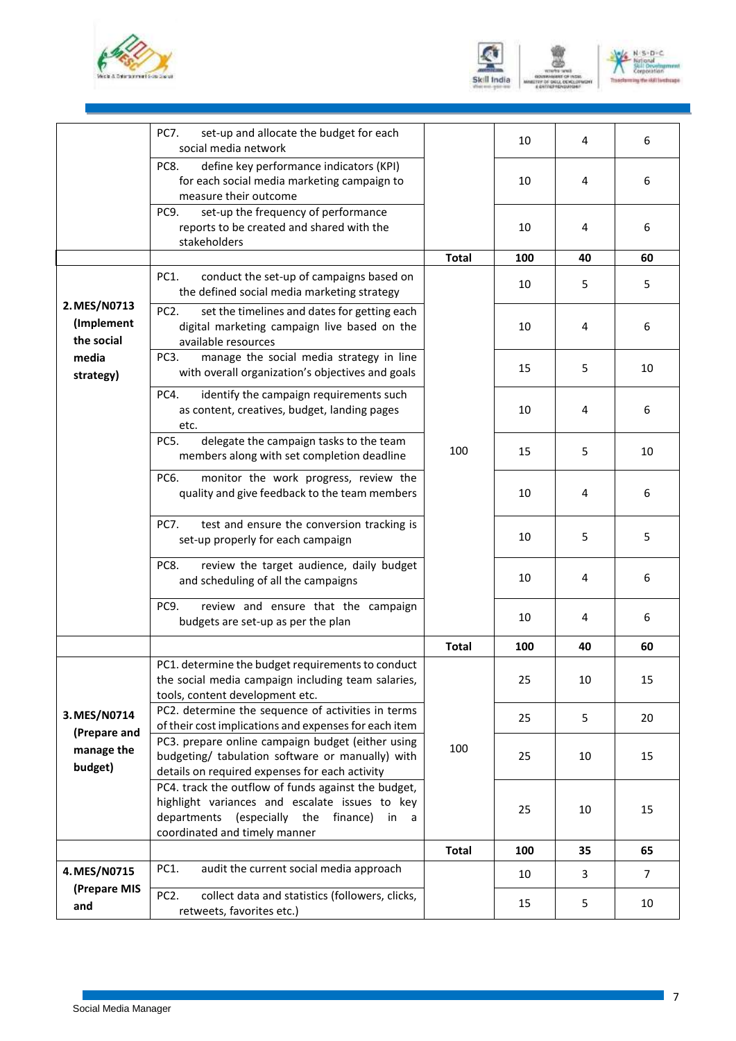|  |  |  |  |  |  |
|---|---|---|---|---|---|
|  | PC7. set-up and allocate the budget for each social media network |  | 10 | 4 | 6 |
|  | PC8. define key performance indicators (KPI) for each social media marketing campaign to measure their outcome |  | 10 | 4 | 6 |
|  | PC9. set-up the frequency of performance reports to be created and shared with the stakeholders |  | 10 | 4 | 6 |
|  |  | **Total** | **100** | **40** | **60** |
| **2. MES/N0713 (Implement the social media strategy)** | PC1. conduct the set-up of campaigns based on the defined social media marketing strategy | 100 | 10 | 5 | 5 |
|  | PC2. set the timelines and dates for getting each digital marketing campaign live based on the available resources |  | 10 | 4 | 6 |
|  | PC3. manage the social media strategy in line with overall organization's objectives and goals |  | 15 | 5 | 10 |
|  | PC4. identify the campaign requirements such as content, creatives, budget, landing pages etc. |  | 10 | 4 | 6 |
|  | PC5. delegate the campaign tasks to the team members along with set completion deadline |  | 15 | 5 | 10 |
|  | PC6. monitor the work progress, review the quality and give feedback to the team members |  | 10 | 4 | 6 |
|  | PC7. test and ensure the conversion tracking is set-up properly for each campaign |  | 10 | 5 | 5 |
|  | PC8. review the target audience, daily budget and scheduling of all the campaigns |  | 10 | 4 | 6 |
|  | PC9. review and ensure that the campaign budgets are set-up as per the plan |  | 10 | 4 | 6 |
|  |  | **Total** | **100** | **40** | **60** |
| **3. MES/N0714 (Prepare and manage the budget)** | PC1. determine the budget requirements to conduct the social media campaign including team salaries, tools, content development etc. | 100 | 25 | 10 | 15 |
|  | PC2. determine the sequence of activities in terms of their cost implications and expenses for each item |  | 25 | 5 | 20 |
|  | PC3. prepare online campaign budget (either using budgeting/ tabulation software or manually) with details on required expenses for each activity |  | 25 | 10 | 15 |
|  | PC4. track the outflow of funds against the budget, highlight variances and escalate issues to key departments (especially the finance) in a coordinated and timely manner |  | 25 | 10 | 15 |
|  |  | **Total** | **100** | **35** | **65** |
| **4. MES/N0715 (Prepare MIS and** | PC1. audit the current social media approach |  | 10 | 3 | 7 |
|  | PC2. collect data and statistics (followers, clicks, retweets, favorites etc.) |  | 15 | 5 | 10 |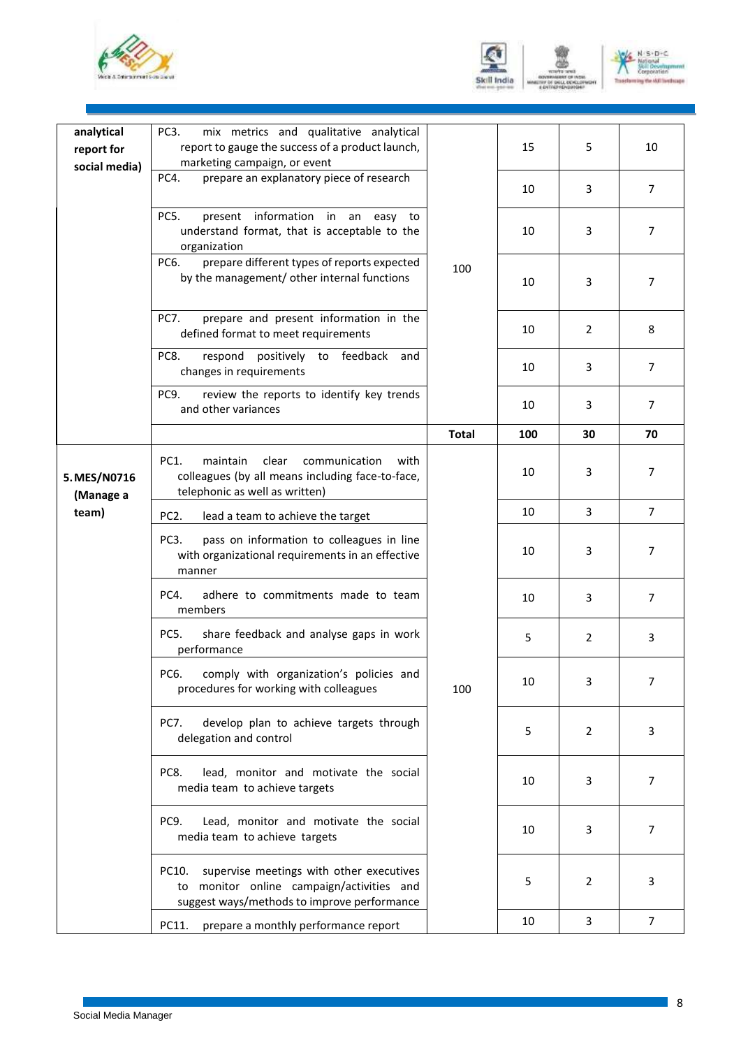| | | | | | |
|---|---|---|---|---|---|
| analytical report for social media) | PC3. mix metrics and qualitative analytical report to gauge the success of a product launch, marketing campaign, or event | 100 | 15 | 5 | 10 |
| | PC4. prepare an explanatory piece of research | | 10 | 3 | 7 |
| | PC5. present information in an easy to understand format, that is acceptable to the organization | | 10 | 3 | 7 |
| | PC6. prepare different types of reports expected by the management/ other internal functions | | 10 | 3 | 7 |
| | PC7. prepare and present information in the defined format to meet requirements | | 10 | 2 | 8 |
| | PC8. respond positively to feedback and changes in requirements | | 10 | 3 | 7 |
| | PC9. review the reports to identify key trends and other variances | | 10 | 3 | 7 |
| | | **Total** | **100** | **30** | **70** |
| **5. MES/N0716 (Manage a team)** | PC1. maintain clear communication with colleagues (by all means including face-to-face, telephonic as well as written) | 100 | 10 | 3 | 7 |
| | PC2. lead a team to achieve the target | | 10 | 3 | 7 |
| | PC3. pass on information to colleagues in line with organizational requirements in an effective manner | | 10 | 3 | 7 |
| | PC4. adhere to commitments made to team members | | 10 | 3 | 7 |
| | PC5. share feedback and analyse gaps in work performance | | 5 | 2 | 3 |
| | PC6. comply with organization's policies and procedures for working with colleagues | | 10 | 3 | 7 |
| | PC7. develop plan to achieve targets through delegation and control | | 5 | 2 | 3 |
| | PC8. lead, monitor and motivate the social media team to achieve targets | | 10 | 3 | 7 |
| | PC9. Lead, monitor and motivate the social media team to achieve targets | | 10 | 3 | 7 |
| | PC10. supervise meetings with other executives to monitor online campaign/activities and suggest ways/methods to improve performance | | 5 | 2 | 3 |
| | PC11. prepare a monthly performance report | | 10 | 3 | 7 |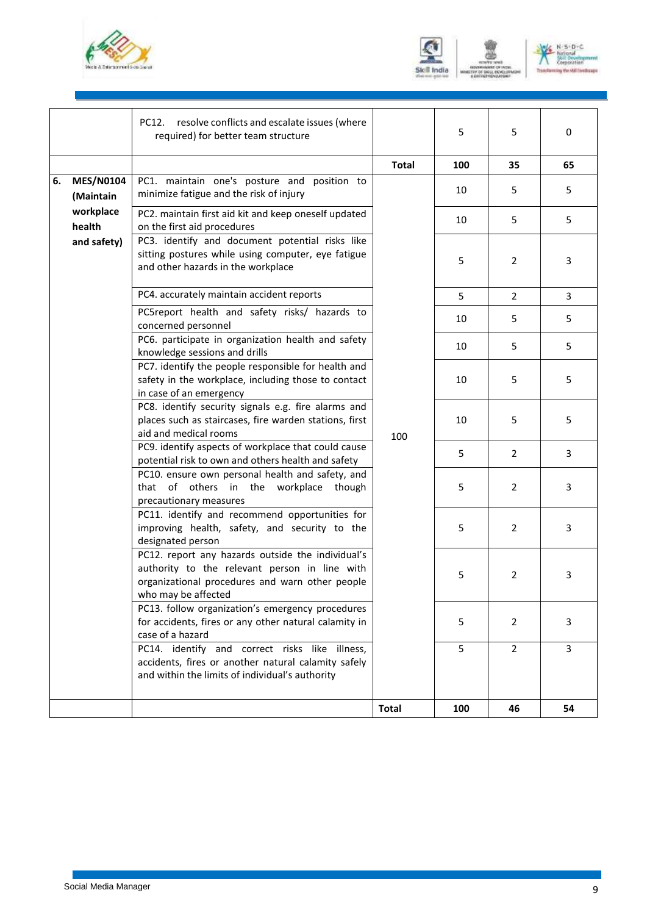| | | | | | |
|---|---|---|---|---|---|
| | PC12. resolve conflicts and escalate issues (where required) for better team structure | | 5 | 5 | 0 |
| | | **Total** | **100** | **35** | **65** |
| **6. MES/N0104 (Maintain workplace health and safety)** | PC1. maintain one's posture and position to minimize fatigue and the risk of injury | 100 | 10 | 5 | 5 |
| | PC2. maintain first aid kit and keep oneself updated on the first aid procedures | | 10 | 5 | 5 |
| | PC3. identify and document potential risks like sitting postures while using computer, eye fatigue and other hazards in the workplace | | 5 | 2 | 3 |
| | PC4. accurately maintain accident reports | | 5 | 2 | 3 |
| | PC5report health and safety risks/ hazards to concerned personnel | | 10 | 5 | 5 |
| | PC6. participate in organization health and safety knowledge sessions and drills | | 10 | 5 | 5 |
| | PC7. identify the people responsible for health and safety in the workplace, including those to contact in case of an emergency | | 10 | 5 | 5 |
| | PC8. identify security signals e.g. fire alarms and places such as staircases, fire warden stations, first aid and medical rooms | | 10 | 5 | 5 |
| | PC9. identify aspects of workplace that could cause potential risk to own and others health and safety | | 5 | 2 | 3 |
| | PC10. ensure own personal health and safety, and that of others in the workplace though precautionary measures | | 5 | 2 | 3 |
| | PC11. identify and recommend opportunities for improving health, safety, and security to the designated person | | 5 | 2 | 3 |
| | PC12. report any hazards outside the individual's authority to the relevant person in line with organizational procedures and warn other people who may be affected | | 5 | 2 | 3 |
| | PC13. follow organization's emergency procedures for accidents, fires or any other natural calamity in case of a hazard | | 5 | 2 | 3 |
| | PC14. identify and correct risks like illness, accidents, fires or another natural calamity safely and within the limits of individual's authority | | 5 | 2 | 3 |
| | | **Total** | **100** | **46** | **54** |